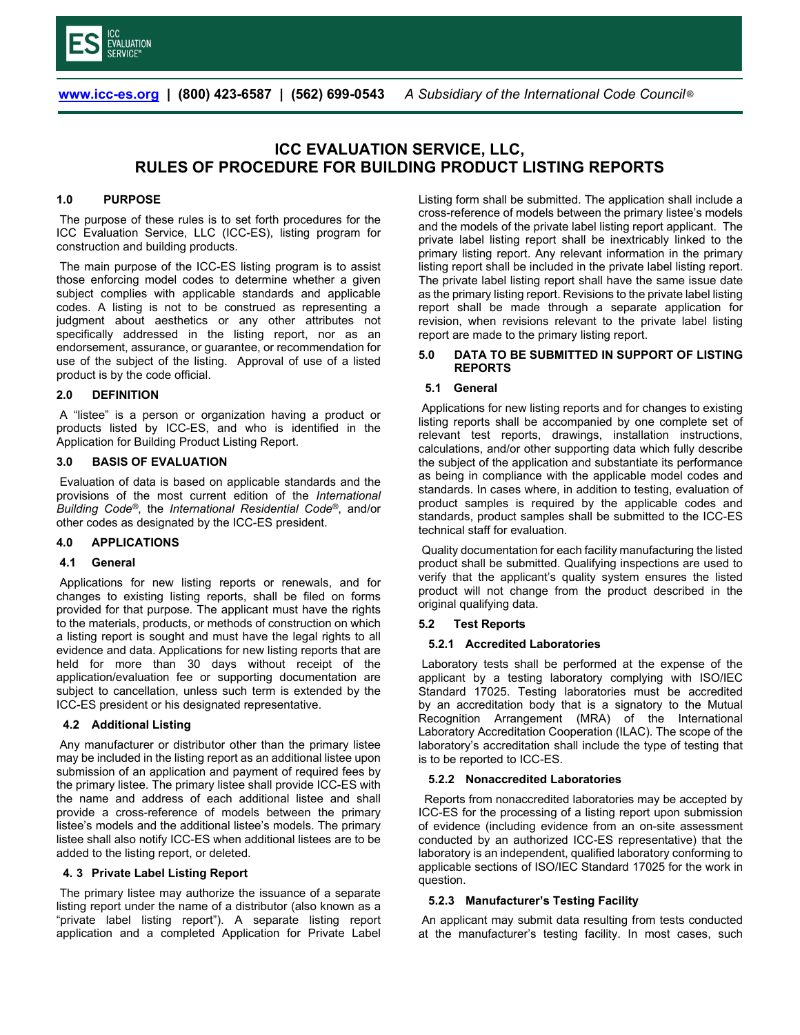# ICC EVALUATION SERVICE, LLC, RULES OF PROCEDURE FOR BUILDING PRODUCT LISTING REPORTS

## 1.0 PURPOSE

The purpose of these rules is to set forth procedures for the ICC Evaluation Service, LLC (ICC-ES), listing program for construction and building products.

The main purpose of the ICC-ES listing program is to assist those enforcing model codes to determine whether a given subject complies with applicable standards and applicable codes. A listing is not to be construed as representing a judgment about aesthetics or any other attributes not specifically addressed in the listing report, nor as an endorsement, assurance, or guarantee, or recommendation for use of the subject of the listing. Approval of use of a listed product is by the code official.

## 2.0 DEFINITION

A "listee" is a person or organization having a product or products listed by ICC-ES, and who is identified in the Application for Building Product Listing Report.

## 3.0 BASIS OF EVALUATION

Evaluation of data is based on applicable standards and the provisions of the most current edition of the *International Building Code®*, the *International Residential Code®*, and/or other codes as designated by the ICC-ES president.

## 4.0 APPLICATIONS

### 4.1 General

Applications for new listing reports or renewals, and for changes to existing listing reports, shall be filed on forms provided for that purpose. The applicant must have the rights to the materials, products, or methods of construction on which a listing report is sought and must have the legal rights to all evidence and data. Applications for new listing reports that are held for more than 30 days without receipt of the application/evaluation fee or supporting documentation are subject to cancellation, unless such term is extended by the ICC-ES president or his designated representative.

### 4.2 Additional Listing

Any manufacturer or distributor other than the primary listee may be included in the listing report as an additional listee upon submission of an application and payment of required fees by the primary listee. The primary listee shall provide ICC-ES with the name and address of each additional listee and shall provide a cross-reference of models between the primary listee's models and the additional listee's models. The primary listee shall also notify ICC-ES when additional listees are to be added to the listing report, or deleted.

### 4. 3 Private Label Listing Report

The primary listee may authorize the issuance of a separate listing report under the name of a distributor (also known as a "private label listing report"). A separate listing report application and a completed Application for Private Label Listing form shall be submitted. The application shall include a cross-reference of models between the primary listee's models and the models of the private label listing report applicant. The private label listing report shall be inextricably linked to the primary listing report. Any relevant information in the primary listing report shall be included in the private label listing report. The private label listing report shall have the same issue date as the primary listing report. Revisions to the private label listing report shall be made through a separate application for revision, when revisions relevant to the private label listing report are made to the primary listing report.

## 5.0 DATA TO BE SUBMITTED IN SUPPORT OF LISTING REPORTS

### 5.1 General

Applications for new listing reports and for changes to existing listing reports shall be accompanied by one complete set of relevant test reports, drawings, installation instructions, calculations, and/or other supporting data which fully describe the subject of the application and substantiate its performance as being in compliance with the applicable model codes and standards. In cases where, in addition to testing, evaluation of product samples is required by the applicable codes and standards, product samples shall be submitted to the ICC-ES technical staff for evaluation.

Quality documentation for each facility manufacturing the listed product shall be submitted. Qualifying inspections are used to verify that the applicant's quality system ensures the listed product will not change from the product described in the original qualifying data.

### 5.2 Test Reports

#### 5.2.1 Accredited Laboratories

Laboratory tests shall be performed at the expense of the applicant by a testing laboratory complying with ISO/IEC Standard 17025. Testing laboratories must be accredited by an accreditation body that is a signatory to the Mutual Recognition Arrangement (MRA) of the International Laboratory Accreditation Cooperation (ILAC). The scope of the laboratory's accreditation shall include the type of testing that is to be reported to ICC-ES.

#### 5.2.2 Nonaccredited Laboratories

Reports from nonaccredited laboratories may be accepted by ICC-ES for the processing of a listing report upon submission of evidence (including evidence from an on-site assessment conducted by an authorized ICC-ES representative) that the laboratory is an independent, qualified laboratory conforming to applicable sections of ISO/IEC Standard 17025 for the work in question.

#### 5.2.3 Manufacturer's Testing Facility

An applicant may submit data resulting from tests conducted at the manufacturer's testing facility. In most cases, such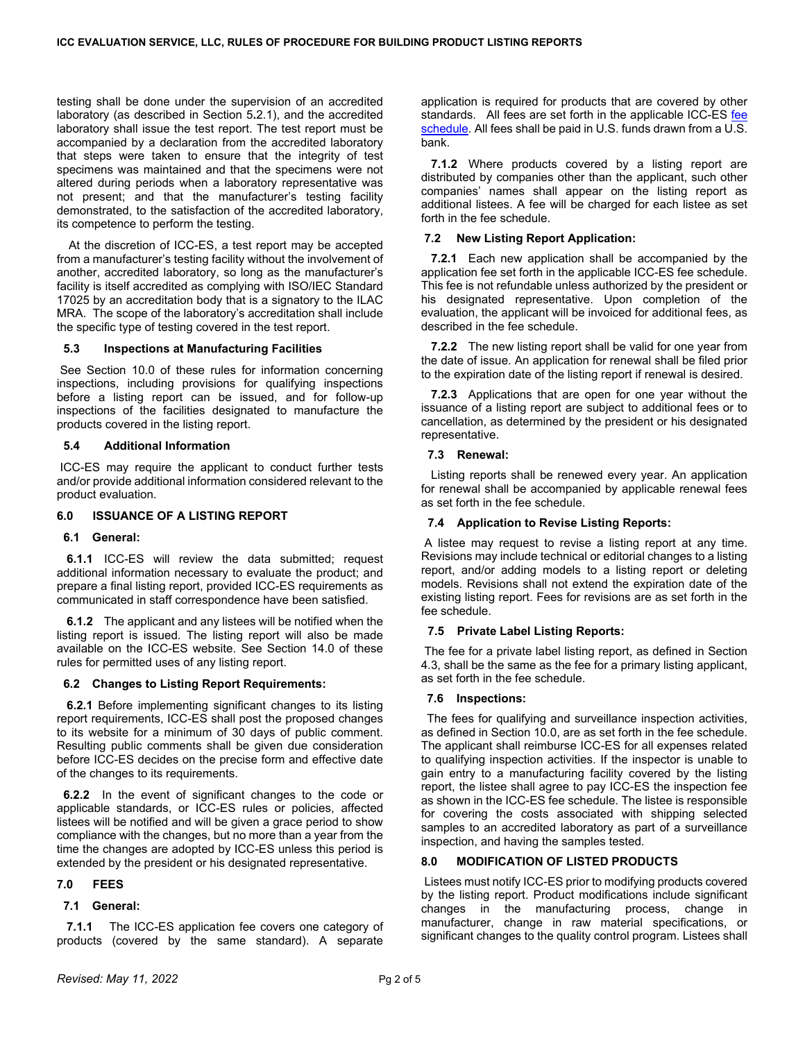testing shall be done under the supervision of an accredited laboratory (as described in Section 5.2.1), and the accredited laboratory shall issue the test report. The test report must be accompanied by a declaration from the accredited laboratory that steps were taken to ensure that the integrity of test specimens was maintained and that the specimens were not altered during periods when a laboratory representative was not present; and that the manufacturer's testing facility demonstrated, to the satisfaction of the accredited laboratory, its competence to perform the testing.

At the discretion of ICC-ES, a test report may be accepted from a manufacturer's testing facility without the involvement of another, accredited laboratory, so long as the manufacturer's facility is itself accredited as complying with ISO/IEC Standard 17025 by an accreditation body that is a signatory to the ILAC MRA. The scope of the laboratory's accreditation shall include the specific type of testing covered in the test report.

### 5.3 Inspections at Manufacturing Facilities

See Section 10.0 of these rules for information concerning inspections, including provisions for qualifying inspections before a listing report can be issued, and for follow-up inspections of the facilities designated to manufacture the products covered in the listing report.

### 5.4 Additional Information

ICC-ES may require the applicant to conduct further tests and/or provide additional information considered relevant to the product evaluation.

## 6.0 ISSUANCE OF A LISTING REPORT

### 6.1 General:

**6.1.1** ICC-ES will review the data submitted; request additional information necessary to evaluate the product; and prepare a final listing report, provided ICC-ES requirements as communicated in staff correspondence have been satisfied.

**6.1.2** The applicant and any listees will be notified when the listing report is issued. The listing report will also be made available on the ICC-ES website. See Section 14.0 of these rules for permitted uses of any listing report.

### 6.2 Changes to Listing Report Requirements:

**6.2.1** Before implementing significant changes to its listing report requirements, ICC-ES shall post the proposed changes to its website for a minimum of 30 days of public comment. Resulting public comments shall be given due consideration before ICC-ES decides on the precise form and effective date of the changes to its requirements.

**6.2.2** In the event of significant changes to the code or applicable standards, or ICC-ES rules or policies, affected listees will be notified and will be given a grace period to show compliance with the changes, but no more than a year from the time the changes are adopted by ICC-ES unless this period is extended by the president or his designated representative.

## 7.0 FEES

### 7.1 General:

**7.1.1** The ICC-ES application fee covers one category of products (covered by the same standard). A separate application is required for products that are covered by other standards. All fees are set forth in the applicable ICC-ES fee schedule. All fees shall be paid in U.S. funds drawn from a U.S. bank.

**7.1.2** Where products covered by a listing report are distributed by companies other than the applicant, such other companies' names shall appear on the listing report as additional listees. A fee will be charged for each listee as set forth in the fee schedule.

### 7.2 New Listing Report Application:

**7.2.1** Each new application shall be accompanied by the application fee set forth in the applicable ICC-ES fee schedule. This fee is not refundable unless authorized by the president or his designated representative. Upon completion of the evaluation, the applicant will be invoiced for additional fees, as described in the fee schedule.

**7.2.2** The new listing report shall be valid for one year from the date of issue. An application for renewal shall be filed prior to the expiration date of the listing report if renewal is desired.

**7.2.3** Applications that are open for one year without the issuance of a listing report are subject to additional fees or to cancellation, as determined by the president or his designated representative.

### 7.3 Renewal:

Listing reports shall be renewed every year. An application for renewal shall be accompanied by applicable renewal fees as set forth in the fee schedule.

### 7.4 Application to Revise Listing Reports:

A listee may request to revise a listing report at any time. Revisions may include technical or editorial changes to a listing report, and/or adding models to a listing report or deleting models. Revisions shall not extend the expiration date of the existing listing report. Fees for revisions are as set forth in the fee schedule.

### 7.5 Private Label Listing Reports:

The fee for a private label listing report, as defined in Section 4.3, shall be the same as the fee for a primary listing applicant, as set forth in the fee schedule.

### 7.6 Inspections:

The fees for qualifying and surveillance inspection activities, as defined in Section 10.0, are as set forth in the fee schedule. The applicant shall reimburse ICC-ES for all expenses related to qualifying inspection activities. If the inspector is unable to gain entry to a manufacturing facility covered by the listing report, the listee shall agree to pay ICC-ES the inspection fee as shown in the ICC-ES fee schedule. The listee is responsible for covering the costs associated with shipping selected samples to an accredited laboratory as part of a surveillance inspection, and having the samples tested.

## 8.0 MODIFICATION OF LISTED PRODUCTS

Listees must notify ICC-ES prior to modifying products covered by the listing report. Product modifications include significant changes in the manufacturing process, change in manufacturer, change in raw material specifications, or significant changes to the quality control program. Listees shall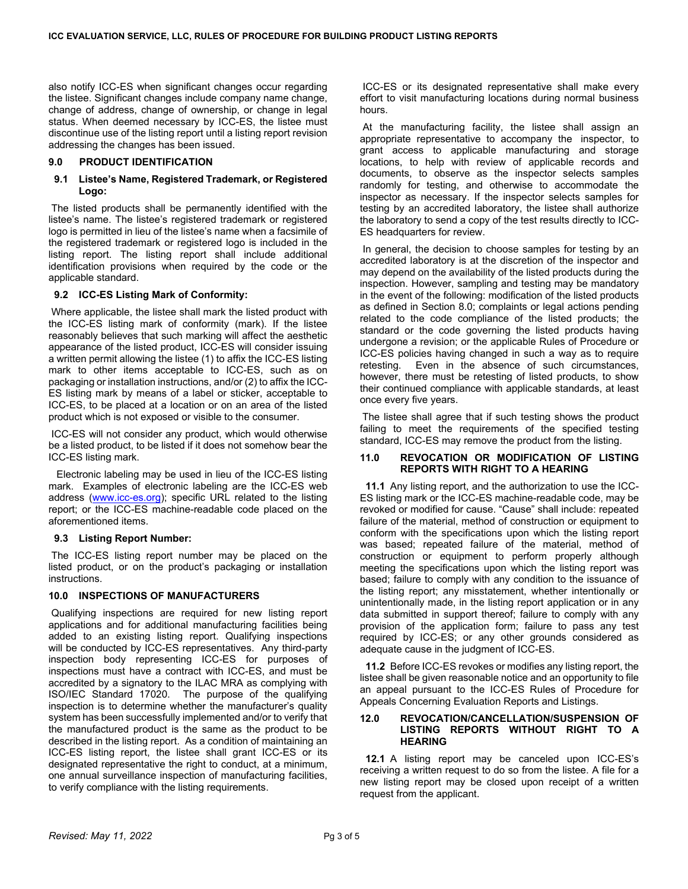also notify ICC-ES when significant changes occur regarding the listee. Significant changes include company name change, change of address, change of ownership, or change in legal status. When deemed necessary by ICC-ES, the listee must discontinue use of the listing report until a listing report revision addressing the changes has been issued.

## 9.0 PRODUCT IDENTIFICATION

### 9.1 Listee's Name, Registered Trademark, or Registered Logo:

The listed products shall be permanently identified with the listee's name. The listee's registered trademark or registered logo is permitted in lieu of the listee's name when a facsimile of the registered trademark or registered logo is included in the listing report. The listing report shall include additional identification provisions when required by the code or the applicable standard.

### 9.2 ICC-ES Listing Mark of Conformity:

Where applicable, the listee shall mark the listed product with the ICC-ES listing mark of conformity (mark). If the listee reasonably believes that such marking will affect the aesthetic appearance of the listed product, ICC-ES will consider issuing a written permit allowing the listee (1) to affix the ICC-ES listing mark to other items acceptable to ICC-ES, such as on packaging or installation instructions, and/or (2) to affix the ICC-ES listing mark by means of a label or sticker, acceptable to ICC-ES, to be placed at a location or on an area of the listed product which is not exposed or visible to the consumer.

ICC-ES will not consider any product, which would otherwise be a listed product, to be listed if it does not somehow bear the ICC-ES listing mark.

Electronic labeling may be used in lieu of the ICC-ES listing mark. Examples of electronic labeling are the ICC-ES web address (www.icc-es.org); specific URL related to the listing report; or the ICC-ES machine-readable code placed on the aforementioned items.

### 9.3 Listing Report Number:

The ICC-ES listing report number may be placed on the listed product, or on the product's packaging or installation instructions.

## 10.0 INSPECTIONS OF MANUFACTURERS

Qualifying inspections are required for new listing report applications and for additional manufacturing facilities being added to an existing listing report. Qualifying inspections will be conducted by ICC-ES representatives. Any third-party inspection body representing ICC-ES for purposes of inspections must have a contract with ICC-ES, and must be accredited by a signatory to the ILAC MRA as complying with ISO/IEC Standard 17020. The purpose of the qualifying inspection is to determine whether the manufacturer's quality system has been successfully implemented and/or to verify that the manufactured product is the same as the product to be described in the listing report. As a condition of maintaining an ICC-ES listing report, the listee shall grant ICC-ES or its designated representative the right to conduct, at a minimum, one annual surveillance inspection of manufacturing facilities, to verify compliance with the listing requirements.

ICC-ES or its designated representative shall make every effort to visit manufacturing locations during normal business hours.

At the manufacturing facility, the listee shall assign an appropriate representative to accompany the inspector, to grant access to applicable manufacturing and storage locations, to help with review of applicable records and documents, to observe as the inspector selects samples randomly for testing, and otherwise to accommodate the inspector as necessary. If the inspector selects samples for testing by an accredited laboratory, the listee shall authorize the laboratory to send a copy of the test results directly to ICC-ES headquarters for review.

In general, the decision to choose samples for testing by an accredited laboratory is at the discretion of the inspector and may depend on the availability of the listed products during the inspection. However, sampling and testing may be mandatory in the event of the following: modification of the listed products as defined in Section 8.0; complaints or legal actions pending related to the code compliance of the listed products; the standard or the code governing the listed products having undergone a revision; or the applicable Rules of Procedure or ICC-ES policies having changed in such a way as to require retesting. Even in the absence of such circumstances, however, there must be retesting of listed products, to show their continued compliance with applicable standards, at least once every five years.

The listee shall agree that if such testing shows the product failing to meet the requirements of the specified testing standard, ICC-ES may remove the product from the listing.

## 11.0 REVOCATION OR MODIFICATION OF LISTING REPORTS WITH RIGHT TO A HEARING

**11.1** Any listing report, and the authorization to use the ICC-ES listing mark or the ICC-ES machine-readable code, may be revoked or modified for cause. "Cause" shall include: repeated failure of the material, method of construction or equipment to conform with the specifications upon which the listing report was based; repeated failure of the material, method of construction or equipment to perform properly although meeting the specifications upon which the listing report was based; failure to comply with any condition to the issuance of the listing report; any misstatement, whether intentionally or unintentionally made, in the listing report application or in any data submitted in support thereof; failure to comply with any provision of the application form; failure to pass any test required by ICC-ES; or any other grounds considered as adequate cause in the judgment of ICC-ES.

**11.2** Before ICC-ES revokes or modifies any listing report, the listee shall be given reasonable notice and an opportunity to file an appeal pursuant to the ICC-ES Rules of Procedure for Appeals Concerning Evaluation Reports and Listings.

## 12.0 REVOCATION/CANCELLATION/SUSPENSION OF LISTING REPORTS WITHOUT RIGHT TO A HEARING

**12.1** A listing report may be canceled upon ICC-ES's receiving a written request to do so from the listee. A file for a new listing report may be closed upon receipt of a written request from the applicant.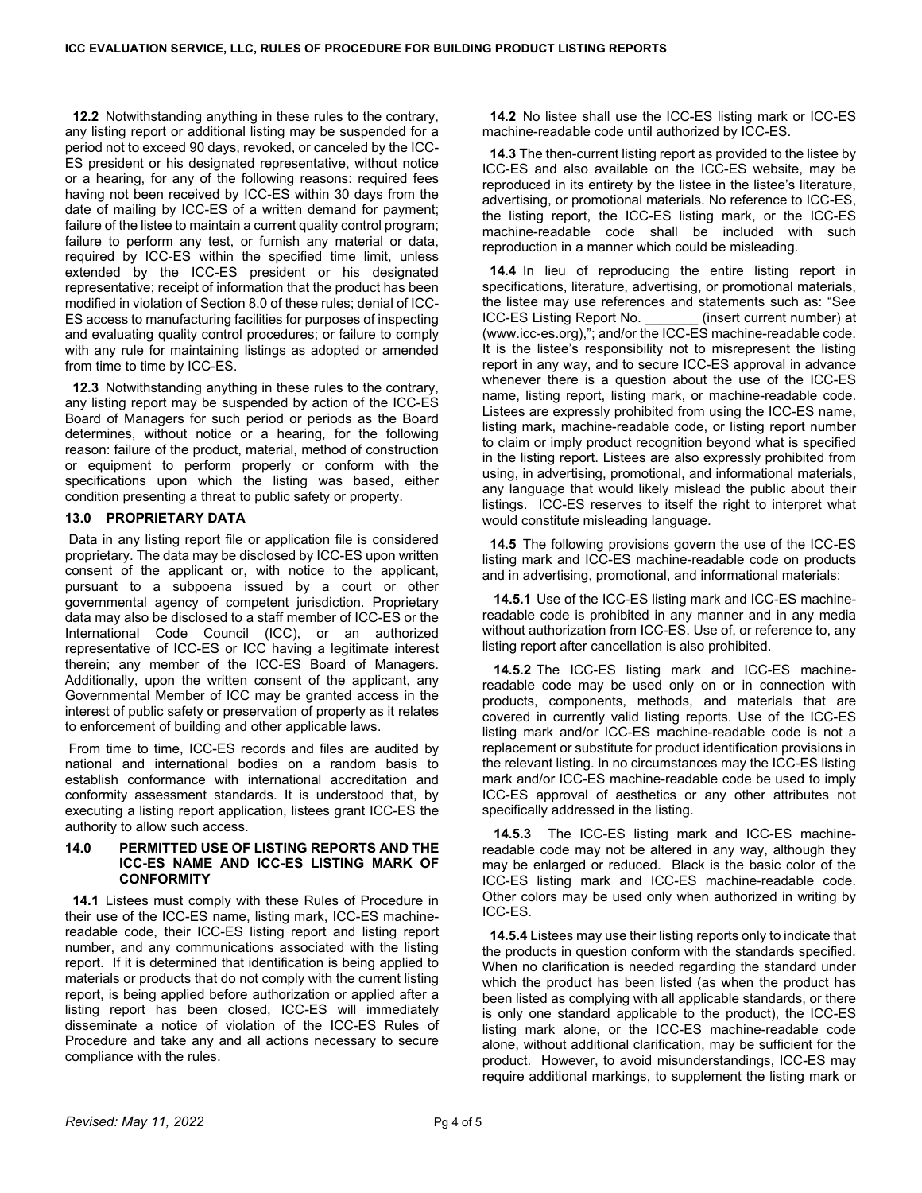**12.2** Notwithstanding anything in these rules to the contrary, any listing report or additional listing may be suspended for a period not to exceed 90 days, revoked, or canceled by the ICC-ES president or his designated representative, without notice or a hearing, for any of the following reasons: required fees having not been received by ICC-ES within 30 days from the date of mailing by ICC-ES of a written demand for payment; failure of the listee to maintain a current quality control program; failure to perform any test, or furnish any material or data, required by ICC-ES within the specified time limit, unless extended by the ICC-ES president or his designated representative; receipt of information that the product has been modified in violation of Section 8.0 of these rules; denial of ICC-ES access to manufacturing facilities for purposes of inspecting and evaluating quality control procedures; or failure to comply with any rule for maintaining listings as adopted or amended from time to time by ICC-ES.

**12.3** Notwithstanding anything in these rules to the contrary, any listing report may be suspended by action of the ICC-ES Board of Managers for such period or periods as the Board determines, without notice or a hearing, for the following reason: failure of the product, material, method of construction or equipment to perform properly or conform with the specifications upon which the listing was based, either condition presenting a threat to public safety or property.

## 13.0 PROPRIETARY DATA

Data in any listing report file or application file is considered proprietary. The data may be disclosed by ICC-ES upon written consent of the applicant or, with notice to the applicant, pursuant to a subpoena issued by a court or other governmental agency of competent jurisdiction. Proprietary data may also be disclosed to a staff member of ICC-ES or the International Code Council (ICC), or an authorized representative of ICC-ES or ICC having a legitimate interest therein; any member of the ICC-ES Board of Managers. Additionally, upon the written consent of the applicant, any Governmental Member of ICC may be granted access in the interest of public safety or preservation of property as it relates to enforcement of building and other applicable laws.

From time to time, ICC-ES records and files are audited by national and international bodies on a random basis to establish conformance with international accreditation and conformity assessment standards. It is understood that, by executing a listing report application, listees grant ICC-ES the authority to allow such access.

## 14.0 PERMITTED USE OF LISTING REPORTS AND THE ICC-ES NAME AND ICC-ES LISTING MARK OF CONFORMITY

**14.1** Listees must comply with these Rules of Procedure in their use of the ICC-ES name, listing mark, ICC-ES machine-readable code, their ICC-ES listing report and listing report number, and any communications associated with the listing report. If it is determined that identification is being applied to materials or products that do not comply with the current listing report, is being applied before authorization or applied after a listing report has been closed, ICC-ES will immediately disseminate a notice of violation of the ICC-ES Rules of Procedure and take any and all actions necessary to secure compliance with the rules.

**14.2** No listee shall use the ICC-ES listing mark or ICC-ES machine-readable code until authorized by ICC-ES.

**14.3** The then-current listing report as provided to the listee by ICC-ES and also available on the ICC-ES website, may be reproduced in its entirety by the listee in the listee's literature, advertising, or promotional materials. No reference to ICC-ES, the listing report, the ICC-ES listing mark, or the ICC-ES machine-readable code shall be included with such reproduction in a manner which could be misleading.

**14.4** In lieu of reproducing the entire listing report in specifications, literature, advertising, or promotional materials, the listee may use references and statements such as: "See ICC-ES Listing Report No. _______ (insert current number) at (www.icc-es.org),"; and/or the ICC-ES machine-readable code. It is the listee's responsibility not to misrepresent the listing report in any way, and to secure ICC-ES approval in advance whenever there is a question about the use of the ICC-ES name, listing report, listing mark, or machine-readable code. Listees are expressly prohibited from using the ICC-ES name, listing mark, machine-readable code, or listing report number to claim or imply product recognition beyond what is specified in the listing report. Listees are also expressly prohibited from using, in advertising, promotional, and informational materials, any language that would likely mislead the public about their listings. ICC-ES reserves to itself the right to interpret what would constitute misleading language.

**14.5** The following provisions govern the use of the ICC-ES listing mark and ICC-ES machine-readable code on products and in advertising, promotional, and informational materials:

**14.5.1** Use of the ICC-ES listing mark and ICC-ES machine-readable code is prohibited in any manner and in any media without authorization from ICC-ES. Use of, or reference to, any listing report after cancellation is also prohibited.

**14.5.2** The ICC-ES listing mark and ICC-ES machine-readable code may be used only on or in connection with products, components, methods, and materials that are covered in currently valid listing reports. Use of the ICC-ES listing mark and/or ICC-ES machine-readable code is not a replacement or substitute for product identification provisions in the relevant listing. In no circumstances may the ICC-ES listing mark and/or ICC-ES machine-readable code be used to imply ICC-ES approval of aesthetics or any other attributes not specifically addressed in the listing.

**14.5.3** The ICC-ES listing mark and ICC-ES machine-readable code may not be altered in any way, although they may be enlarged or reduced. Black is the basic color of the ICC-ES listing mark and ICC-ES machine-readable code. Other colors may be used only when authorized in writing by ICC-ES.

**14.5.4** Listees may use their listing reports only to indicate that the products in question conform with the standards specified. When no clarification is needed regarding the standard under which the product has been listed (as when the product has been listed as complying with all applicable standards, or there is only one standard applicable to the product), the ICC-ES listing mark alone, or the ICC-ES machine-readable code alone, without additional clarification, may be sufficient for the product. However, to avoid misunderstandings, ICC-ES may require additional markings, to supplement the listing mark or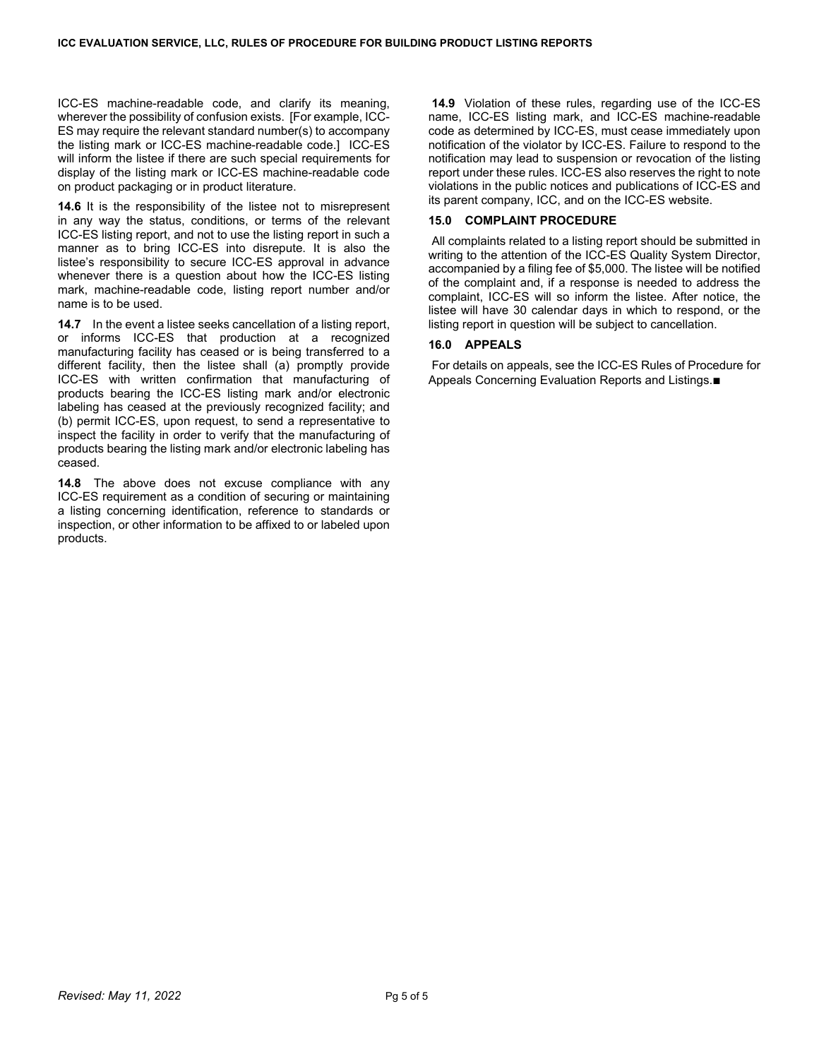ICC-ES machine-readable code, and clarify its meaning, wherever the possibility of confusion exists. [For example, ICC-ES may require the relevant standard number(s) to accompany the listing mark or ICC-ES machine-readable code.] ICC-ES will inform the listee if there are such special requirements for display of the listing mark or ICC-ES machine-readable code on product packaging or in product literature.

**14.6** It is the responsibility of the listee not to misrepresent in any way the status, conditions, or terms of the relevant ICC-ES listing report, and not to use the listing report in such a manner as to bring ICC-ES into disrepute. It is also the listee's responsibility to secure ICC-ES approval in advance whenever there is a question about how the ICC-ES listing mark, machine-readable code, listing report number and/or name is to be used.

**14.7** In the event a listee seeks cancellation of a listing report, or informs ICC-ES that production at a recognized manufacturing facility has ceased or is being transferred to a different facility, then the listee shall (a) promptly provide ICC-ES with written confirmation that manufacturing of products bearing the ICC-ES listing mark and/or electronic labeling has ceased at the previously recognized facility; and (b) permit ICC-ES, upon request, to send a representative to inspect the facility in order to verify that the manufacturing of products bearing the listing mark and/or electronic labeling has ceased.

**14.8** The above does not excuse compliance with any ICC-ES requirement as a condition of securing or maintaining a listing concerning identification, reference to standards or inspection, or other information to be affixed to or labeled upon products.

**14.9** Violation of these rules, regarding use of the ICC-ES name, ICC-ES listing mark, and ICC-ES machine-readable code as determined by ICC-ES, must cease immediately upon notification of the violator by ICC-ES. Failure to respond to the notification may lead to suspension or revocation of the listing report under these rules. ICC-ES also reserves the right to note violations in the public notices and publications of ICC-ES and its parent company, ICC, and on the ICC-ES website.

## 15.0 COMPLAINT PROCEDURE

All complaints related to a listing report should be submitted in writing to the attention of the ICC-ES Quality System Director, accompanied by a filing fee of $5,000. The listee will be notified of the complaint and, if a response is needed to address the complaint, ICC-ES will so inform the listee. After notice, the listee will have 30 calendar days in which to respond, or the listing report in question will be subject to cancellation.

## 16.0 APPEALS

For details on appeals, see the ICC-ES Rules of Procedure for Appeals Concerning Evaluation Reports and Listings.■

*Revised: May 11, 2022*